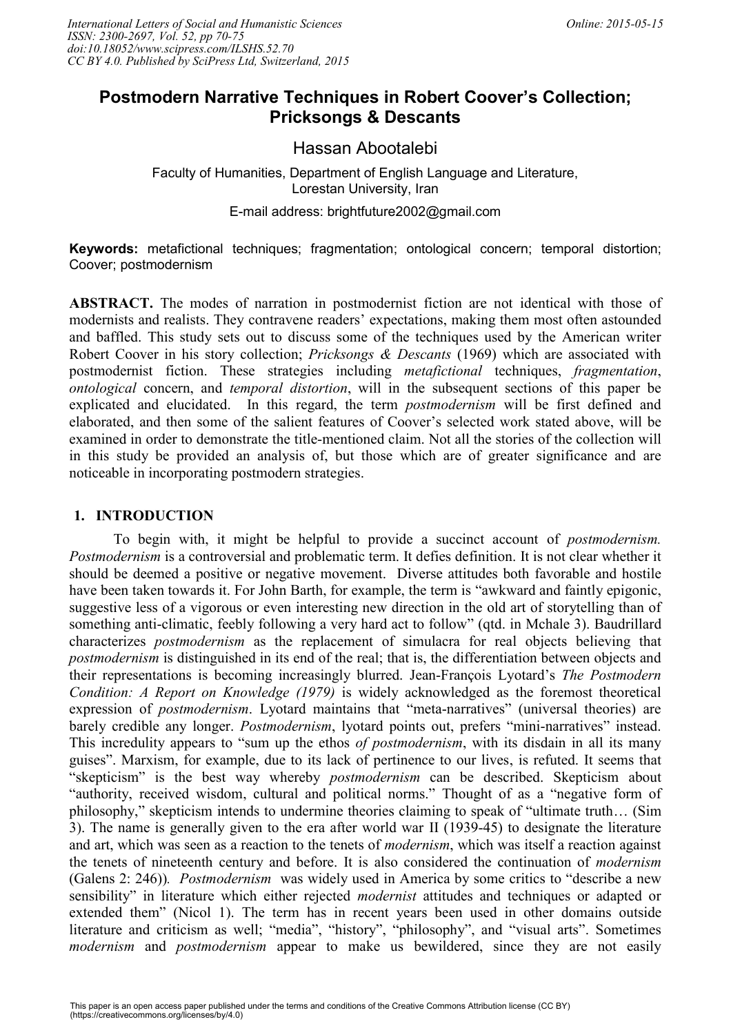# Postmodern Narrative Techniques in Robert Coover's Collection; Pricksongs & Descants

Hassan Abootalebi

Faculty of Humanities, Department of English Language and Literature, Lorestan University, Iran

E-mail address: brightfuture2002@gmail.com

**Keywords:** metafictional techniques; fragmentation; ontological concern; temporal distortion; Coover; postmodernism

**ABSTRACT.** The modes of narration in postmodernist fiction are not identical with those of modernists and realists. They contravene readers' expectations, making them most often astounded and baffled. This study sets out to discuss some of the techniques used by the American writer Robert Coover in his story collection; *Pricksongs & Descants* (1969) which are associated with postmodernist fiction. These strategies including *metafictional* techniques, *fragmentation*, *ontological* concern, and *temporal distortion*, will in the subsequent sections of this paper be explicated and elucidated. In this regard, the term *postmodernism* will be first defined and elaborated, and then some of the salient features of Coover's selected work stated above, will be examined in order to demonstrate the title-mentioned claim. Not all the stories of the collection will in this study be provided an analysis of, but those which are of greater significance and are noticeable in incorporating postmodern strategies.

## 1. INTRODUCTION

To begin with, it might be helpful to provide a succinct account of *postmodernism. Postmodernism* is a controversial and problematic term. It defies definition. It is not clear whether it should be deemed a positive or negative movement. Diverse attitudes both favorable and hostile have been taken towards it. For John Barth, for example, the term is "awkward and faintly epigonic, suggestive less of a vigorous or even interesting new direction in the old art of storytelling than of something anti-climatic, feebly following a very hard act to follow" (qtd. in Mchale 3). Baudrillard characterizes *postmodernism* as the replacement of simulacra for real objects believing that *postmodernism* is distinguished in its end of the real; that is, the differentiation between objects and their representations is becoming increasingly blurred. Jean-François Lyotard's *The Postmodern Condition: A Report on Knowledge (1979)* is widely acknowledged as the foremost theoretical expression of *postmodernism*. Lyotard maintains that "meta-narratives" (universal theories) are barely credible any longer. *Postmodernism*, lyotard points out, prefers "mini-narratives" instead. This incredulity appears to "sum up the ethos *of postmodernism*, with its disdain in all its many guises". Marxism, for example, due to its lack of pertinence to our lives, is refuted. It seems that "skepticism" is the best way whereby *postmodernism* can be described. Skepticism about "authority, received wisdom, cultural and political norms." Thought of as a "negative form of philosophy," skepticism intends to undermine theories claiming to speak of "ultimate truth… (Sim 3). The name is generally given to the era after world war II (1939-45) to designate the literature and art, which was seen as a reaction to the tenets of *modernism*, which was itself a reaction against the tenets of nineteenth century and before. It is also considered the continuation of *modernism* (Galens 2: 246)). *Postmodernism* was widely used in America by some critics to "describe a new sensibility" in literature which either rejected *modernist* attitudes and techniques or adapted or extended them" (Nicol 1). The term has in recent years been used in other domains outside literature and criticism as well; "media", "history", "philosophy", and "visual arts". Sometimes *modernism* and *postmodernism* appear to make us bewildered, since they are not easily

This paper is an open access paper published under the terms and conditions of the Creative Commons Attribution license (CC BY) (https://creativecommons.org/licenses/by/4.0)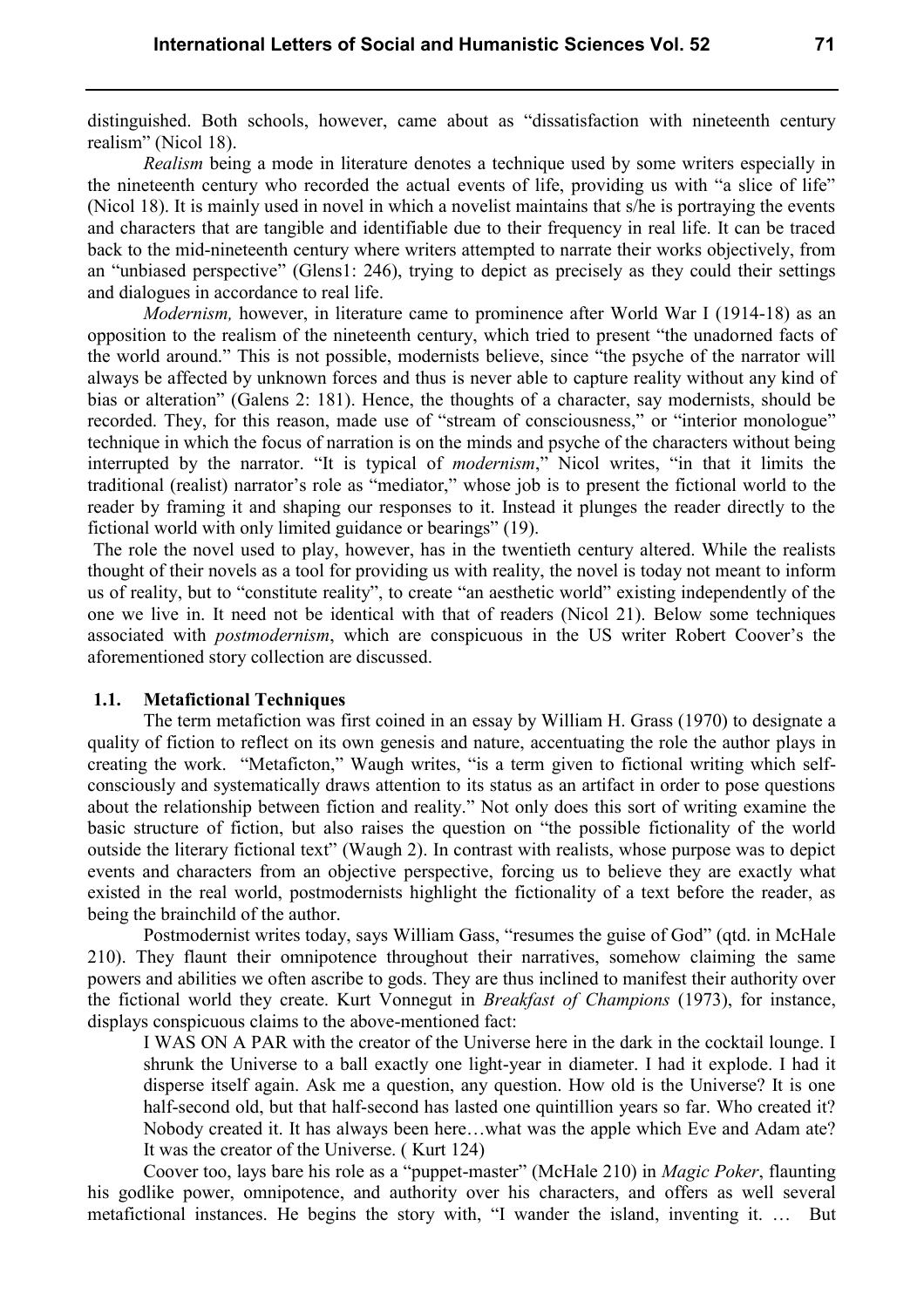distinguished. Both schools, however, came about as "dissatisfaction with nineteenth century realism" (Nicol 18).

*Realism* being a mode in literature denotes a technique used by some writers especially in the nineteenth century who recorded the actual events of life, providing us with "a slice of life" (Nicol 18). It is mainly used in novel in which a novelist maintains that s/he is portraying the events and characters that are tangible and identifiable due to their frequency in real life. It can be traced back to the mid-nineteenth century where writers attempted to narrate their works objectively, from an "unbiased perspective" (Glens1: 246), trying to depict as precisely as they could their settings and dialogues in accordance to real life.

*Modernism,* however, in literature came to prominence after World War I (1914-18) as an opposition to the realism of the nineteenth century, which tried to present "the unadorned facts of the world around." This is not possible, modernists believe, since "the psyche of the narrator will always be affected by unknown forces and thus is never able to capture reality without any kind of bias or alteration" (Galens 2: 181). Hence, the thoughts of a character, say modernists, should be recorded. They, for this reason, made use of "stream of consciousness," or "interior monologue" technique in which the focus of narration is on the minds and psyche of the characters without being interrupted by the narrator. "It is typical of *modernism*," Nicol writes, "in that it limits the traditional (realist) narrator's role as "mediator," whose job is to present the fictional world to the reader by framing it and shaping our responses to it. Instead it plunges the reader directly to the fictional world with only limited guidance or bearings" (19).

The role the novel used to play, however, has in the twentieth century altered. While the realists thought of their novels as a tool for providing us with reality, the novel is today not meant to inform us of reality, but to "constitute reality", to create "an aesthetic world" existing independently of the one we live in. It need not be identical with that of readers (Nicol 21). Below some techniques associated with *postmodernism*, which are conspicuous in the US writer Robert Coover's the aforementioned story collection are discussed.

### 1.1. Metafictional Techniques

The term metafiction was first coined in an essay by William H. Grass (1970) to designate a quality of fiction to reflect on its own genesis and nature, accentuating the role the author plays in creating the work. "Metaficton," Waugh writes, "is a term given to fictional writing which self-consciously and systematically draws attention to its status as an artifact in order to pose questions about the relationship between fiction and reality." Not only does this sort of writing examine the basic structure of fiction, but also raises the question on "the possible fictionality of the world outside the literary fictional text" (Waugh 2). In contrast with realists, whose purpose was to depict events and characters from an objective perspective, forcing us to believe they are exactly what existed in the real world, postmodernists highlight the fictionality of a text before the reader, as being the brainchild of the author.

Postmodernist writes today, says William Gass, "resumes the guise of God" (qtd. in McHale 210). They flaunt their omnipotence throughout their narratives, somehow claiming the same powers and abilities we often ascribe to gods. They are thus inclined to manifest their authority over the fictional world they create. Kurt Vonnegut in *Breakfast of Champions* (1973), for instance, displays conspicuous claims to the above-mentioned fact:

> I WAS ON A PAR with the creator of the Universe here in the dark in the cocktail lounge. I shrunk the Universe to a ball exactly one light-year in diameter. I had it explode. I had it disperse itself again. Ask me a question, any question. How old is the Universe? It is one half-second old, but that half-second has lasted one quintillion years so far. Who created it? Nobody created it. It has always been here…what was the apple which Eve and Adam ate? It was the creator of the Universe. ( Kurt 124)

Coover too, lays bare his role as a "puppet-master" (McHale 210) in *Magic Poker*, flaunting his godlike power, omnipotence, and authority over his characters, and offers as well several metafictional instances. He begins the story with, "I wander the island, inventing it. … But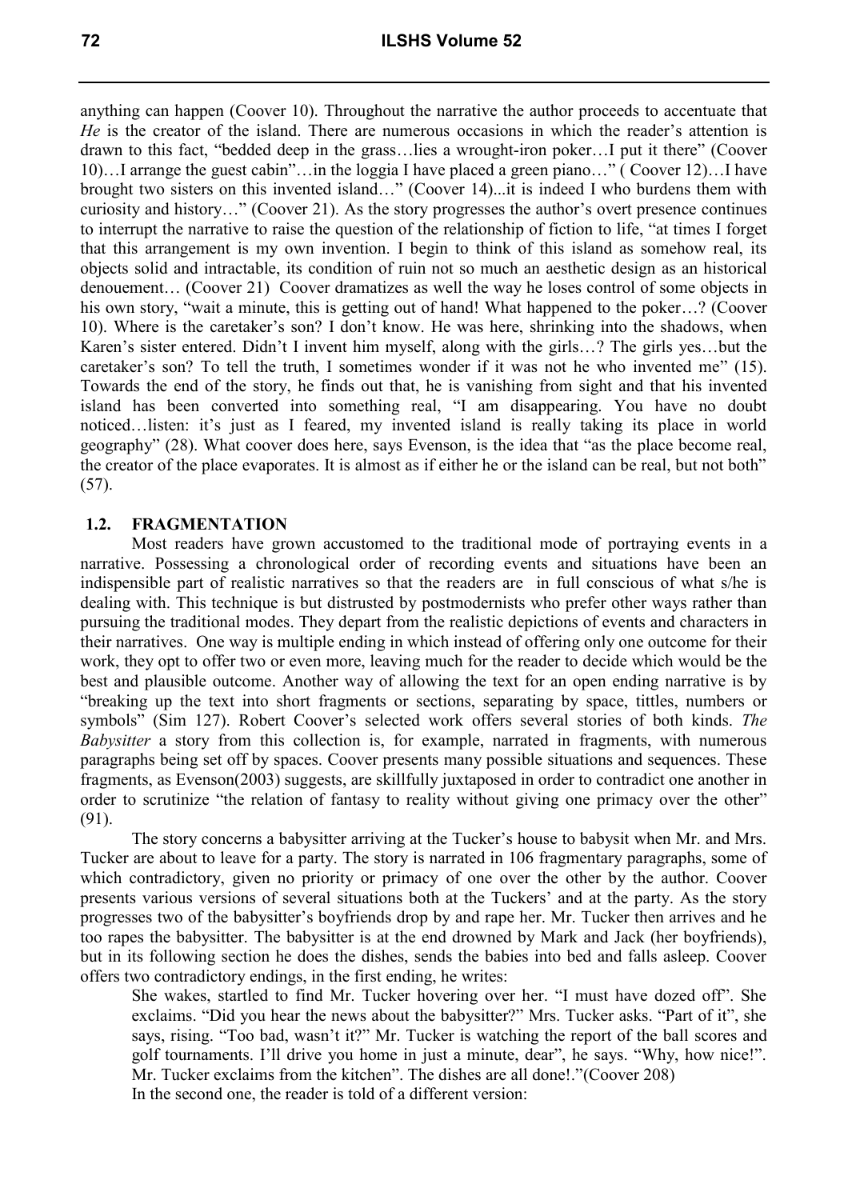anything can happen (Coover 10). Throughout the narrative the author proceeds to accentuate that *He* is the creator of the island. There are numerous occasions in which the reader's attention is drawn to this fact, "bedded deep in the grass…lies a wrought-iron poker…I put it there" (Coover 10)…I arrange the guest cabin"…in the loggia I have placed a green piano…" ( Coover 12)…I have brought two sisters on this invented island…" (Coover 14)...it is indeed I who burdens them with curiosity and history…" (Coover 21). As the story progresses the author's overt presence continues to interrupt the narrative to raise the question of the relationship of fiction to life, "at times I forget that this arrangement is my own invention. I begin to think of this island as somehow real, its objects solid and intractable, its condition of ruin not so much an aesthetic design as an historical denouement… (Coover 21) Coover dramatizes as well the way he loses control of some objects in his own story, "wait a minute, this is getting out of hand! What happened to the poker…? (Coover 10). Where is the caretaker's son? I don't know. He was here, shrinking into the shadows, when Karen's sister entered. Didn't I invent him myself, along with the girls…? The girls yes…but the caretaker's son? To tell the truth, I sometimes wonder if it was not he who invented me" (15). Towards the end of the story, he finds out that, he is vanishing from sight and that his invented island has been converted into something real, "I am disappearing. You have no doubt noticed…listen: it's just as I feared, my invented island is really taking its place in world geography" (28). What coover does here, says Evenson, is the idea that "as the place become real, the creator of the place evaporates. It is almost as if either he or the island can be real, but not both" (57).

## 1.2. FRAGMENTATION

Most readers have grown accustomed to the traditional mode of portraying events in a narrative. Possessing a chronological order of recording events and situations have been an indispensible part of realistic narratives so that the readers are in full conscious of what s/he is dealing with. This technique is but distrusted by postmodernists who prefer other ways rather than pursuing the traditional modes. They depart from the realistic depictions of events and characters in their narratives. One way is multiple ending in which instead of offering only one outcome for their work, they opt to offer two or even more, leaving much for the reader to decide which would be the best and plausible outcome. Another way of allowing the text for an open ending narrative is by "breaking up the text into short fragments or sections, separating by space, tittles, numbers or symbols" (Sim 127). Robert Coover's selected work offers several stories of both kinds. *The Babysitter* a story from this collection is, for example, narrated in fragments, with numerous paragraphs being set off by spaces. Coover presents many possible situations and sequences. These fragments, as Evenson(2003) suggests, are skillfully juxtaposed in order to contradict one another in order to scrutinize "the relation of fantasy to reality without giving one primacy over the other" (91).

The story concerns a babysitter arriving at the Tucker's house to babysit when Mr. and Mrs. Tucker are about to leave for a party. The story is narrated in 106 fragmentary paragraphs, some of which contradictory, given no priority or primacy of one over the other by the author. Coover presents various versions of several situations both at the Tuckers' and at the party. As the story progresses two of the babysitter's boyfriends drop by and rape her. Mr. Tucker then arrives and he too rapes the babysitter. The babysitter is at the end drowned by Mark and Jack (her boyfriends), but in its following section he does the dishes, sends the babies into bed and falls asleep. Coover offers two contradictory endings, in the first ending, he writes:

> She wakes, startled to find Mr. Tucker hovering over her. "I must have dozed off". She exclaims. "Did you hear the news about the babysitter?" Mrs. Tucker asks. "Part of it", she says, rising. "Too bad, wasn't it?" Mr. Tucker is watching the report of the ball scores and golf tournaments. I'll drive you home in just a minute, dear", he says. "Why, how nice!". Mr. Tucker exclaims from the kitchen". The dishes are all done!."(Coover 208)

In the second one, the reader is told of a different version: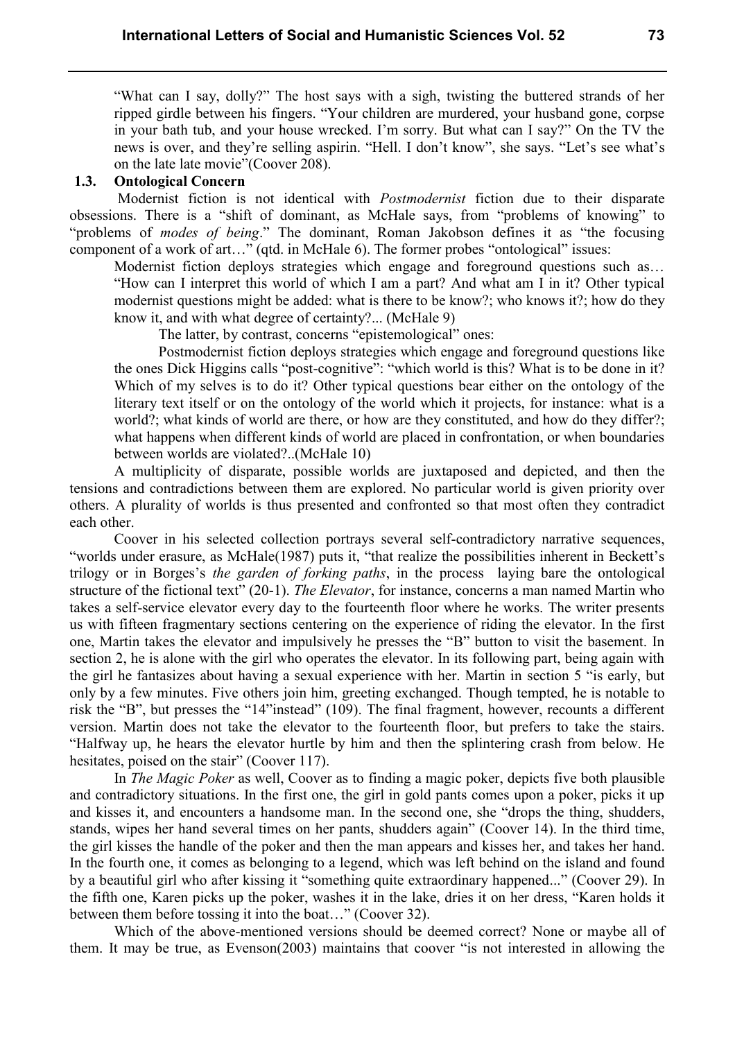"What can I say, dolly?" The host says with a sigh, twisting the buttered strands of her ripped girdle between his fingers. "Your children are murdered, your husband gone, corpse in your bath tub, and your house wrecked. I'm sorry. But what can I say?" On the TV the news is over, and they're selling aspirin. "Hell. I don't know", she says. "Let's see what's on the late late movie"(Coover 208).

### 1.3. Ontological Concern

Modernist fiction is not identical with *Postmodernist* fiction due to their disparate obsessions. There is a "shift of dominant, as McHale says, from "problems of knowing" to "problems of *modes of being*." The dominant, Roman Jakobson defines it as "the focusing component of a work of art…" (qtd. in McHale 6). The former probes "ontological" issues:

> Modernist fiction deploys strategies which engage and foreground questions such as… "How can I interpret this world of which I am a part? And what am I in it? Other typical modernist questions might be added: what is there to be know?; who knows it?; how do they know it, and with what degree of certainty?... (McHale 9)

The latter, by contrast, concerns "epistemological" ones:

> Postmodernist fiction deploys strategies which engage and foreground questions like the ones Dick Higgins calls "post-cognitive": "which world is this? What is to be done in it? Which of my selves is to do it? Other typical questions bear either on the ontology of the literary text itself or on the ontology of the world which it projects, for instance: what is a world?; what kinds of world are there, or how are they constituted, and how do they differ?; what happens when different kinds of world are placed in confrontation, or when boundaries between worlds are violated?..(McHale 10)

A multiplicity of disparate, possible worlds are juxtaposed and depicted, and then the tensions and contradictions between them are explored. No particular world is given priority over others. A plurality of worlds is thus presented and confronted so that most often they contradict each other.

Coover in his selected collection portrays several self-contradictory narrative sequences, "worlds under erasure, as McHale(1987) puts it, "that realize the possibilities inherent in Beckett's trilogy or in Borges's *the garden of forking paths*, in the process laying bare the ontological structure of the fictional text" (20-1). *The Elevator*, for instance, concerns a man named Martin who takes a self-service elevator every day to the fourteenth floor where he works. The writer presents us with fifteen fragmentary sections centering on the experience of riding the elevator. In the first one, Martin takes the elevator and impulsively he presses the "B" button to visit the basement. In section 2, he is alone with the girl who operates the elevator. In its following part, being again with the girl he fantasizes about having a sexual experience with her. Martin in section 5 "is early, but only by a few minutes. Five others join him, greeting exchanged. Though tempted, he is notable to risk the "B", but presses the "14"instead" (109). The final fragment, however, recounts a different version. Martin does not take the elevator to the fourteenth floor, but prefers to take the stairs. "Halfway up, he hears the elevator hurtle by him and then the splintering crash from below. He hesitates, poised on the stair" (Coover 117).

In *The Magic Poker* as well, Coover as to finding a magic poker, depicts five both plausible and contradictory situations. In the first one, the girl in gold pants comes upon a poker, picks it up and kisses it, and encounters a handsome man. In the second one, she "drops the thing, shudders, stands, wipes her hand several times on her pants, shudders again" (Coover 14). In the third time, the girl kisses the handle of the poker and then the man appears and kisses her, and takes her hand. In the fourth one, it comes as belonging to a legend, which was left behind on the island and found by a beautiful girl who after kissing it "something quite extraordinary happened..." (Coover 29). In the fifth one, Karen picks up the poker, washes it in the lake, dries it on her dress, "Karen holds it between them before tossing it into the boat…" (Coover 32).

Which of the above-mentioned versions should be deemed correct? None or maybe all of them. It may be true, as Evenson(2003) maintains that coover "is not interested in allowing the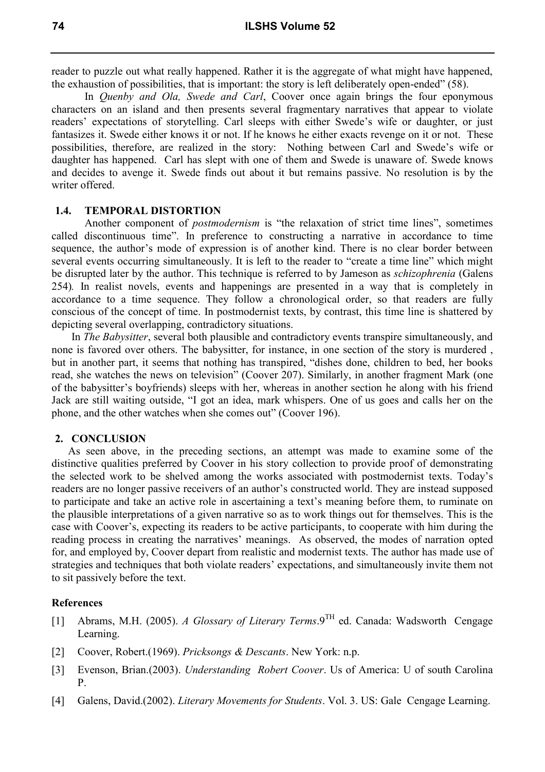reader to puzzle out what really happened. Rather it is the aggregate of what might have happened, the exhaustion of possibilities, that is important: the story is left deliberately open-ended" (58).

In *Quenby and Ola, Swede and Carl*, Coover once again brings the four eponymous characters on an island and then presents several fragmentary narratives that appear to violate readers' expectations of storytelling. Carl sleeps with either Swede's wife or daughter, or just fantasizes it. Swede either knows it or not. If he knows he either exacts revenge on it or not. These possibilities, therefore, are realized in the story: Nothing between Carl and Swede's wife or daughter has happened. Carl has slept with one of them and Swede is unaware of. Swede knows and decides to avenge it. Swede finds out about it but remains passive. No resolution is by the writer offered.

### 1.4. TEMPORAL DISTORTION

Another component of *postmodernism* is "the relaxation of strict time lines", sometimes called discontinuous time". In preference to constructing a narrative in accordance to time sequence, the author's mode of expression is of another kind. There is no clear border between several events occurring simultaneously. It is left to the reader to "create a time line" which might be disrupted later by the author. This technique is referred to by Jameson as *schizophrenia* (Galens 254). In realist novels, events and happenings are presented in a way that is completely in accordance to a time sequence. They follow a chronological order, so that readers are fully conscious of the concept of time. In postmodernist texts, by contrast, this time line is shattered by depicting several overlapping, contradictory situations.

In *The Babysitter*, several both plausible and contradictory events transpire simultaneously, and none is favored over others. The babysitter, for instance, in one section of the story is murdered , but in another part, it seems that nothing has transpired, "dishes done, children to bed, her books read, she watches the news on television" (Coover 207). Similarly, in another fragment Mark (one of the babysitter's boyfriends) sleeps with her, whereas in another section he along with his friend Jack are still waiting outside, "I got an idea, mark whispers. One of us goes and calls her on the phone, and the other watches when she comes out" (Coover 196).

## 2. CONCLUSION

As seen above, in the preceding sections, an attempt was made to examine some of the distinctive qualities preferred by Coover in his story collection to provide proof of demonstrating the selected work to be shelved among the works associated with postmodernist texts. Today's readers are no longer passive receivers of an author's constructed world. They are instead supposed to participate and take an active role in ascertaining a text's meaning before them, to ruminate on the plausible interpretations of a given narrative so as to work things out for themselves. This is the case with Coover's, expecting its readers to be active participants, to cooperate with him during the reading process in creating the narratives' meanings. As observed, the modes of narration opted for, and employed by, Coover depart from realistic and modernist texts. The author has made use of strategies and techniques that both violate readers' expectations, and simultaneously invite them not to sit passively before the text.

### References

[1] Abrams, M.H. (2005). *A Glossary of Literary Terms*.9TH ed. Canada: Wadsworth Cengage Learning.

[2] Coover, Robert.(1969). *Pricksongs & Descants*. New York: n.p.

[3] Evenson, Brian.(2003). *Understanding Robert Coover*. Us of America: U of south Carolina P.

[4] Galens, David.(2002). *Literary Movements for Students*. Vol. 3. US: Gale Cengage Learning.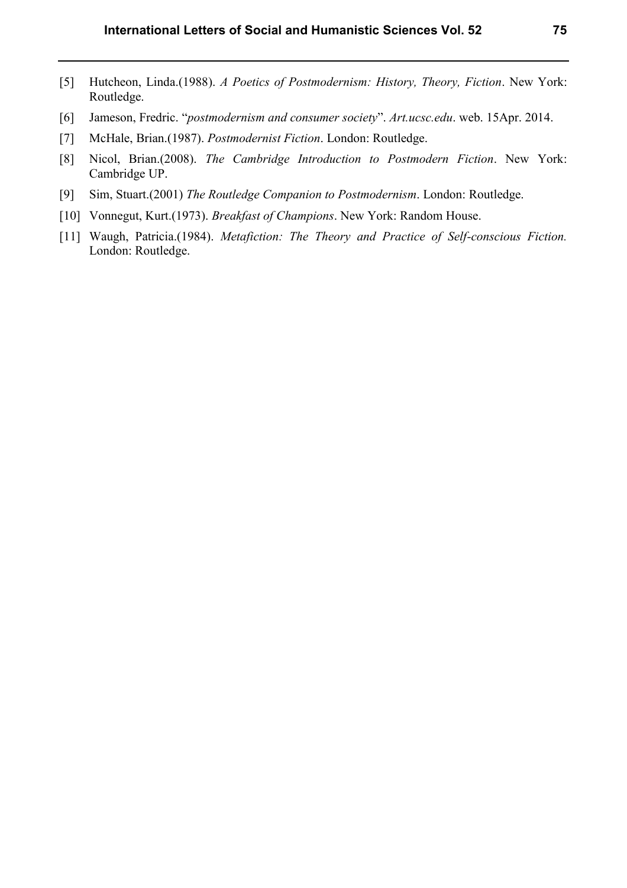[5] Hutcheon, Linda.(1988). *A Poetics of Postmodernism: History, Theory, Fiction*. New York: Routledge.

[6] Jameson, Fredric. "*postmodernism and consumer society*". *Art.ucsc.edu*. web. 15Apr. 2014.

[7] McHale, Brian.(1987). *Postmodernist Fiction*. London: Routledge.

[8] Nicol, Brian.(2008). *The Cambridge Introduction to Postmodern Fiction*. New York: Cambridge UP.

[9] Sim, Stuart.(2001) *The Routledge Companion to Postmodernism*. London: Routledge.

[10] Vonnegut, Kurt.(1973). *Breakfast of Champions*. New York: Random House.

[11] Waugh, Patricia.(1984). *Metafiction: The Theory and Practice of Self-conscious Fiction.* London: Routledge.